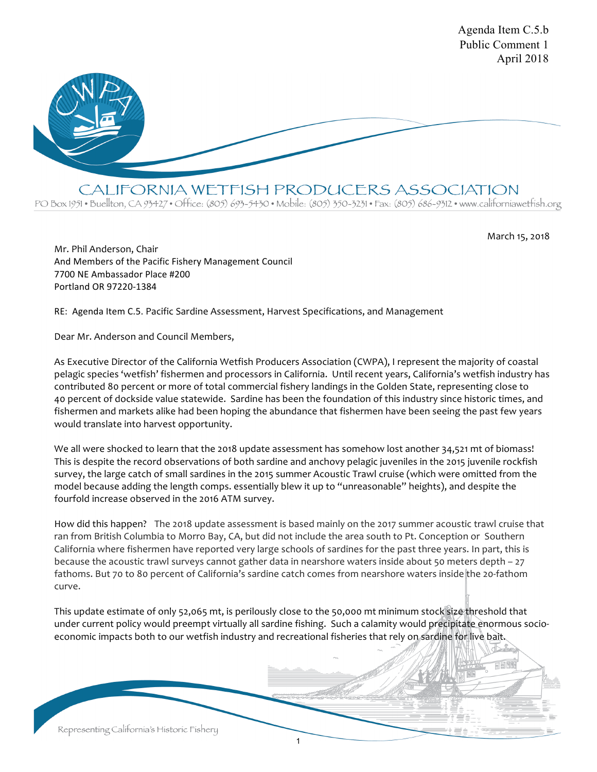Agenda Item C.5.b
Public Comment 1
April 2018

# CALIFORNIA WETFISH PRODUCERS ASSOCIATION

PO Box 1951 • Buellton, CA 93427 • Office: (805) 693-5430 • Mobile: (805) 350-3231 • Fax: (805) 686-9312 • www.californiawetfish.org

March 15, 2018

Mr. Phil Anderson, Chair
And Members of the Pacific Fishery Management Council
7700 NE Ambassador Place #200
Portland OR 97220-1384

RE: Agenda Item C.5. Pacific Sardine Assessment, Harvest Specifications, and Management

Dear Mr. Anderson and Council Members,

As Executive Director of the California Wetfish Producers Association (CWPA), I represent the majority of coastal pelagic species 'wetfish' fishermen and processors in California. Until recent years, California's wetfish industry has contributed 80 percent or more of total commercial fishery landings in the Golden State, representing close to 40 percent of dockside value statewide. Sardine has been the foundation of this industry since historic times, and fishermen and markets alike had been hoping the abundance that fishermen have been seeing the past few years would translate into harvest opportunity.

We all were shocked to learn that the 2018 update assessment has somehow lost another 34,521 mt of biomass! This is despite the record observations of both sardine and anchovy pelagic juveniles in the 2015 juvenile rockfish survey, the large catch of small sardines in the 2015 summer Acoustic Trawl cruise (which were omitted from the model because adding the length comps. essentially blew it up to "unreasonable" heights), and despite the fourfold increase observed in the 2016 ATM survey.

How did this happen? The 2018 update assessment is based mainly on the 2017 summer acoustic trawl cruise that ran from British Columbia to Morro Bay, CA, but did not include the area south to Pt. Conception or Southern California where fishermen have reported very large schools of sardines for the past three years. In part, this is because the acoustic trawl surveys cannot gather data in nearshore waters inside about 50 meters depth – 27 fathoms. But 70 to 80 percent of California's sardine catch comes from nearshore waters inside the 20-fathom curve.

This update estimate of only 52,065 mt, is perilously close to the 50,000 mt minimum stock size threshold that under current policy would preempt virtually all sardine fishing. Such a calamity would precipitate enormous socio-economic impacts both to our wetfish industry and recreational fisheries that rely on sardine for live bait.

Representing California's Historic Fishery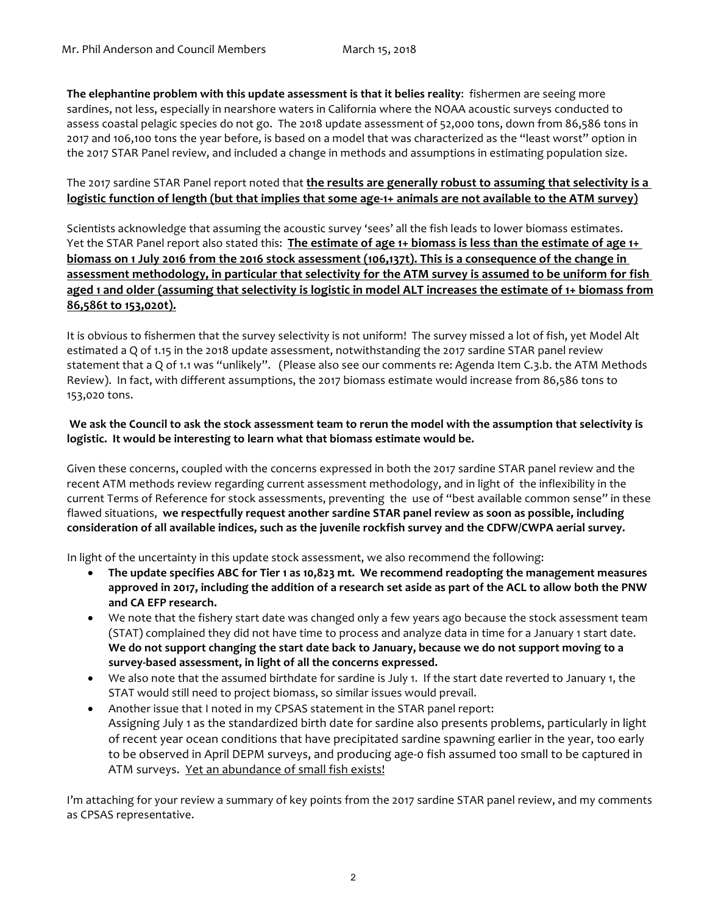**The elephantine problem with this update assessment is that it belies reality**: fishermen are seeing more sardines, not less, especially in nearshore waters in California where the NOAA acoustic surveys conducted to assess coastal pelagic species do not go. The 2018 update assessment of 52,000 tons, down from 86,586 tons in 2017 and 106,100 tons the year before, is based on a model that was characterized as the "least worst" option in the 2017 STAR Panel review, and included a change in methods and assumptions in estimating population size.

The 2017 sardine STAR Panel report noted that **<u>the results are generally robust to assuming that selectivity is a logistic function of length (but that implies that some age-1+ animals are not available to the ATM survey)</u>**

Scientists acknowledge that assuming the acoustic survey 'sees' all the fish leads to lower biomass estimates. Yet the STAR Panel report also stated this: **<u>The estimate of age 1+ biomass is less than the estimate of age 1+ biomass on 1 July 2016 from the 2016 stock assessment (106,137t). This is a consequence of the change in assessment methodology, in particular that selectivity for the ATM survey is assumed to be uniform for fish aged 1 and older (assuming that selectivity is logistic in model ALT increases the estimate of 1+ biomass from 86,586t to 153,020t).</u>**

It is obvious to fishermen that the survey selectivity is not uniform! The survey missed a lot of fish, yet Model Alt estimated a Q of 1.15 in the 2018 update assessment, notwithstanding the 2017 sardine STAR panel review statement that a Q of 1.1 was "unlikely". (Please also see our comments re: Agenda Item C.3.b. the ATM Methods Review). In fact, with different assumptions, the 2017 biomass estimate would increase from 86,586 tons to 153,020 tons.

**We ask the Council to ask the stock assessment team to rerun the model with the assumption that selectivity is logistic. It would be interesting to learn what that biomass estimate would be.**

Given these concerns, coupled with the concerns expressed in both the 2017 sardine STAR panel review and the recent ATM methods review regarding current assessment methodology, and in light of the inflexibility in the current Terms of Reference for stock assessments, preventing the use of "best available common sense" in these flawed situations, **we respectfully request another sardine STAR panel review as soon as possible, including consideration of all available indices, such as the juvenile rockfish survey and the CDFW/CWPA aerial survey.**

In light of the uncertainty in this update stock assessment, we also recommend the following:

- **The update specifies ABC for Tier 1 as 10,823 mt. We recommend readopting the management measures approved in 2017, including the addition of a research set aside as part of the ACL to allow both the PNW and CA EFP research.**
- We note that the fishery start date was changed only a few years ago because the stock assessment team (STAT) complained they did not have time to process and analyze data in time for a January 1 start date. **We do not support changing the start date back to January, because we do not support moving to a survey-based assessment, in light of all the concerns expressed.**
- We also note that the assumed birthdate for sardine is July 1. If the start date reverted to January 1, the STAT would still need to project biomass, so similar issues would prevail.
- Another issue that I noted in my CPSAS statement in the STAR panel report:
  Assigning July 1 as the standardized birth date for sardine also presents problems, particularly in light of recent year ocean conditions that have precipitated sardine spawning earlier in the year, too early to be observed in April DEPM surveys, and producing age-0 fish assumed too small to be captured in ATM surveys. <u>Yet an abundance of small fish exists!</u>

I'm attaching for your review a summary of key points from the 2017 sardine STAR panel review, and my comments as CPSAS representative.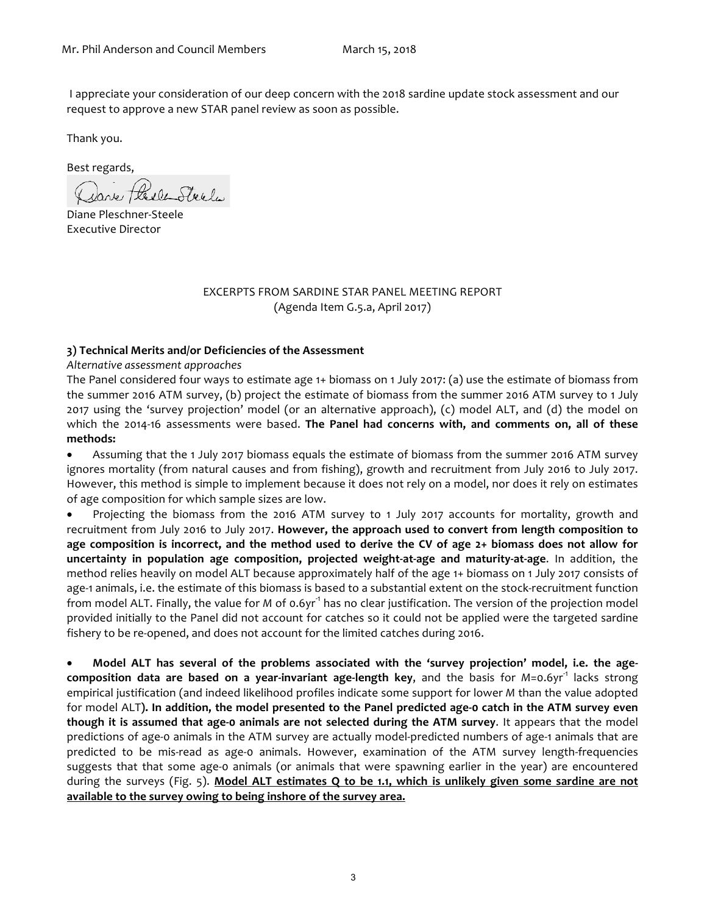I appreciate your consideration of our deep concern with the 2018 sardine update stock assessment and our request to approve a new STAR panel review as soon as possible.

Thank you.

Best regards,

Diane Pleschner-Steele
Executive Director

EXCERPTS FROM SARDINE STAR PANEL MEETING REPORT
(Agenda Item G.5.a, April 2017)

**3) Technical Merits and/or Deficiencies of the Assessment**

*Alternative assessment approaches*

The Panel considered four ways to estimate age 1+ biomass on 1 July 2017: (a) use the estimate of biomass from the summer 2016 ATM survey, (b) project the estimate of biomass from the summer 2016 ATM survey to 1 July 2017 using the 'survey projection' model (or an alternative approach), (c) model ALT, and (d) the model on which the 2014-16 assessments were based. **The Panel had concerns with, and comments on, all of these methods:**

- Assuming that the 1 July 2017 biomass equals the estimate of biomass from the summer 2016 ATM survey ignores mortality (from natural causes and from fishing), growth and recruitment from July 2016 to July 2017. However, this method is simple to implement because it does not rely on a model, nor does it rely on estimates of age composition for which sample sizes are low.
- Projecting the biomass from the 2016 ATM survey to 1 July 2017 accounts for mortality, growth and recruitment from July 2016 to July 2017. **However, the approach used to convert from length composition to age composition is incorrect, and the method used to derive the CV of age 2+ biomass does not allow for uncertainty in population age composition, projected weight-at-age and maturity-at-age**. In addition, the method relies heavily on model ALT because approximately half of the age 1+ biomass on 1 July 2017 consists of age-1 animals, i.e. the estimate of this biomass is based to a substantial extent on the stock-recruitment function from model ALT. Finally, the value for *M* of 0.6yr$^{-1}$ has no clear justification. The version of the projection model provided initially to the Panel did not account for catches so it could not be applied were the targeted sardine fishery to be re-opened, and does not account for the limited catches during 2016.

- **Model ALT has several of the problems associated with the 'survey projection' model, i.e. the age-composition data are based on a year-invariant age-length key**, and the basis for *M*=0.6yr$^{-1}$ lacks strong empirical justification (and indeed likelihood profiles indicate some support for lower *M* than the value adopted for model ALT**). In addition, the model presented to the Panel predicted age-0 catch in the ATM survey even though it is assumed that age-0 animals are not selected during the ATM survey**. It appears that the model predictions of age-0 animals in the ATM survey are actually model-predicted numbers of age-1 animals that are predicted to be mis-read as age-0 animals. However, examination of the ATM survey length-frequencies suggests that that some age-0 animals (or animals that were spawning earlier in the year) are encountered during the surveys (Fig. 5). <u>**Model ALT estimates Q to be 1.1, which is unlikely given some sardine are not available to the survey owing to being inshore of the survey area.**</u>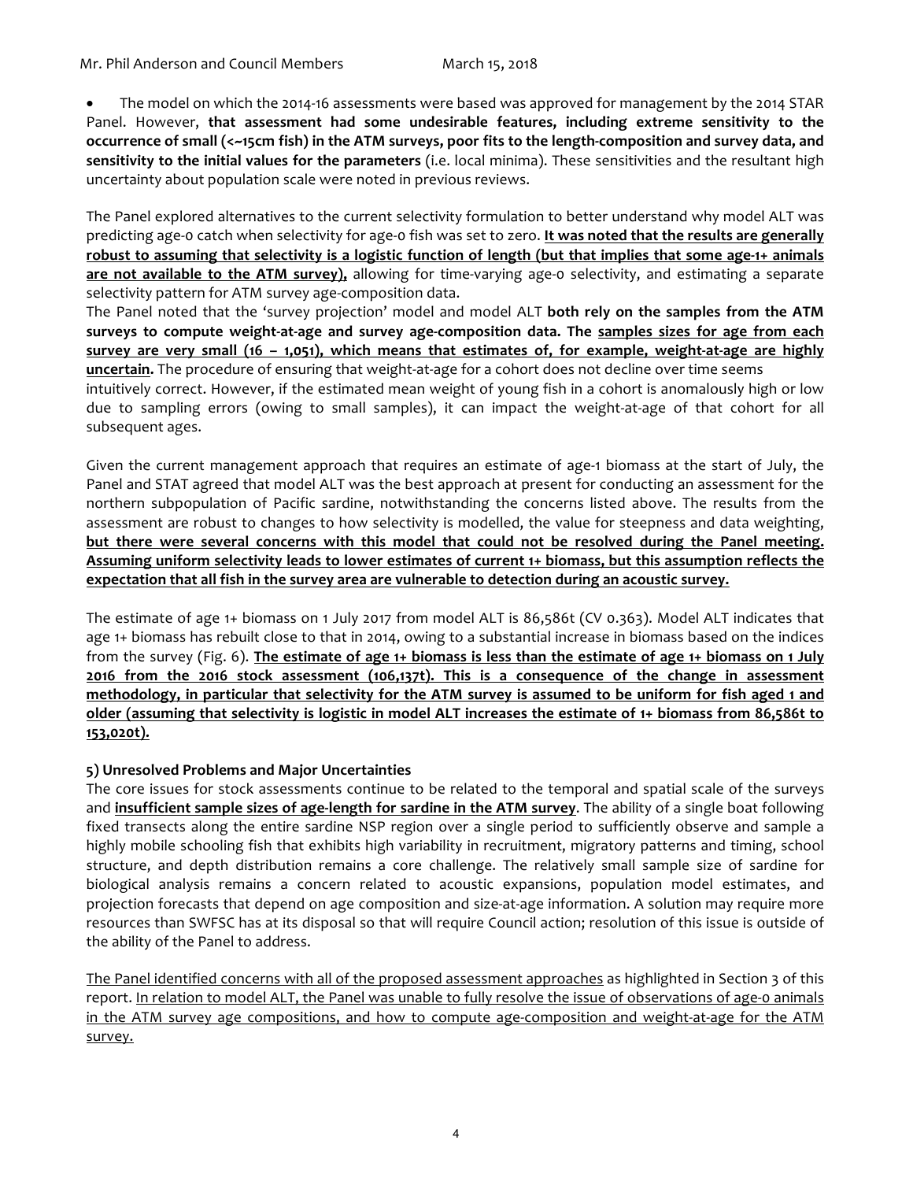- The model on which the 2014-16 assessments were based was approved for management by the 2014 STAR Panel. However, **that assessment had some undesirable features, including extreme sensitivity to the occurrence of small (<~15cm fish) in the ATM surveys, poor fits to the length-composition and survey data, and sensitivity to the initial values for the parameters** (i.e. local minima). These sensitivities and the resultant high uncertainty about population scale were noted in previous reviews.

The Panel explored alternatives to the current selectivity formulation to better understand why model ALT was predicting age-0 catch when selectivity for age-0 fish was set to zero. **It was noted that the results are generally robust to assuming that selectivity is a logistic function of length (but that implies that some age-1+ animals are not available to the ATM survey),** allowing for time-varying age-0 selectivity, and estimating a separate selectivity pattern for ATM survey age-composition data.

The Panel noted that the 'survey projection' model and model ALT **both rely on the samples from the ATM surveys to compute weight-at-age and survey age-composition data. The samples sizes for age from each survey are very small (16 – 1,051), which means that estimates of, for example, weight-at-age are highly uncertain.** The procedure of ensuring that weight-at-age for a cohort does not decline over time seems intuitively correct. However, if the estimated mean weight of young fish in a cohort is anomalously high or low due to sampling errors (owing to small samples), it can impact the weight-at-age of that cohort for all subsequent ages.

Given the current management approach that requires an estimate of age-1 biomass at the start of July, the Panel and STAT agreed that model ALT was the best approach at present for conducting an assessment for the northern subpopulation of Pacific sardine, notwithstanding the concerns listed above. The results from the assessment are robust to changes to how selectivity is modelled, the value for steepness and data weighting, **but there were several concerns with this model that could not be resolved during the Panel meeting. Assuming uniform selectivity leads to lower estimates of current 1+ biomass, but this assumption reflects the expectation that all fish in the survey area are vulnerable to detection during an acoustic survey.**

The estimate of age 1+ biomass on 1 July 2017 from model ALT is 86,586t (CV 0.363). Model ALT indicates that age 1+ biomass has rebuilt close to that in 2014, owing to a substantial increase in biomass based on the indices from the survey (Fig. 6). **The estimate of age 1+ biomass is less than the estimate of age 1+ biomass on 1 July 2016 from the 2016 stock assessment (106,137t). This is a consequence of the change in assessment methodology, in particular that selectivity for the ATM survey is assumed to be uniform for fish aged 1 and older (assuming that selectivity is logistic in model ALT increases the estimate of 1+ biomass from 86,586t to 153,020t).**

**5) Unresolved Problems and Major Uncertainties**

The core issues for stock assessments continue to be related to the temporal and spatial scale of the surveys and **insufficient sample sizes of age-length for sardine in the ATM survey**. The ability of a single boat following fixed transects along the entire sardine NSP region over a single period to sufficiently observe and sample a highly mobile schooling fish that exhibits high variability in recruitment, migratory patterns and timing, school structure, and depth distribution remains a core challenge. The relatively small sample size of sardine for biological analysis remains a concern related to acoustic expansions, population model estimates, and projection forecasts that depend on age composition and size-at-age information. A solution may require more resources than SWFSC has at its disposal so that will require Council action; resolution of this issue is outside of the ability of the Panel to address.

The Panel identified concerns with all of the proposed assessment approaches as highlighted in Section 3 of this report. In relation to model ALT, the Panel was unable to fully resolve the issue of observations of age-0 animals in the ATM survey age compositions, and how to compute age-composition and weight-at-age for the ATM survey.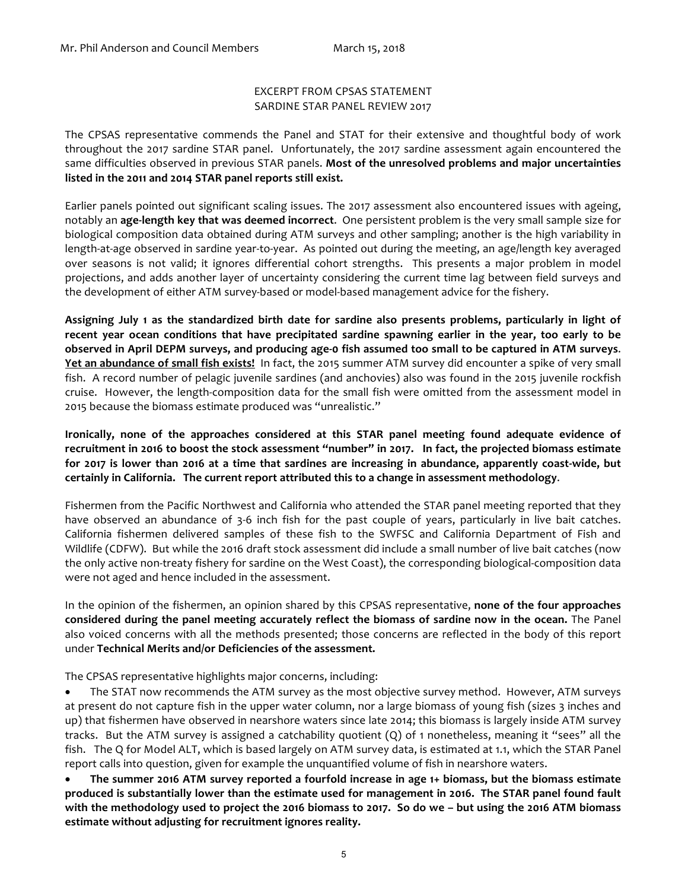EXCERPT FROM CPSAS STATEMENT
SARDINE STAR PANEL REVIEW 2017

The CPSAS representative commends the Panel and STAT for their extensive and thoughtful body of work throughout the 2017 sardine STAR panel. Unfortunately, the 2017 sardine assessment again encountered the same difficulties observed in previous STAR panels. **Most of the unresolved problems and major uncertainties listed in the 2011 and 2014 STAR panel reports still exist.**

Earlier panels pointed out significant scaling issues. The 2017 assessment also encountered issues with ageing, notably an **age-length key that was deemed incorrect**. One persistent problem is the very small sample size for biological composition data obtained during ATM surveys and other sampling; another is the high variability in length-at-age observed in sardine year-to-year. As pointed out during the meeting, an age/length key averaged over seasons is not valid; it ignores differential cohort strengths. This presents a major problem in model projections, and adds another layer of uncertainty considering the current time lag between field surveys and the development of either ATM survey-based or model-based management advice for the fishery.

**Assigning July 1 as the standardized birth date for sardine also presents problems, particularly in light of recent year ocean conditions that have precipitated sardine spawning earlier in the year, too early to be observed in April DEPM surveys, and producing age-0 fish assumed too small to be captured in ATM surveys.** **<u>Yet an abundance of small fish exists!</u>** In fact, the 2015 summer ATM survey did encounter a spike of very small fish. A record number of pelagic juvenile sardines (and anchovies) also was found in the 2015 juvenile rockfish cruise. However, the length-composition data for the small fish were omitted from the assessment model in 2015 because the biomass estimate produced was "unrealistic."

**Ironically, none of the approaches considered at this STAR panel meeting found adequate evidence of recruitment in 2016 to boost the stock assessment "number" in 2017. In fact, the projected biomass estimate for 2017 is lower than 2016 at a time that sardines are increasing in abundance, apparently coast-wide, but certainly in California. The current report attributed this to a change in assessment methodology**.

Fishermen from the Pacific Northwest and California who attended the STAR panel meeting reported that they have observed an abundance of 3-6 inch fish for the past couple of years, particularly in live bait catches. California fishermen delivered samples of these fish to the SWFSC and California Department of Fish and Wildlife (CDFW). But while the 2016 draft stock assessment did include a small number of live bait catches (now the only active non-treaty fishery for sardine on the West Coast), the corresponding biological-composition data were not aged and hence included in the assessment.

In the opinion of the fishermen, an opinion shared by this CPSAS representative, **none of the four approaches considered during the panel meeting accurately reflect the biomass of sardine now in the ocean.** The Panel also voiced concerns with all the methods presented; those concerns are reflected in the body of this report under **Technical Merits and/or Deficiencies of the assessment.**

The CPSAS representative highlights major concerns, including:

- The STAT now recommends the ATM survey as the most objective survey method. However, ATM surveys at present do not capture fish in the upper water column, nor a large biomass of young fish (sizes 3 inches and up) that fishermen have observed in nearshore waters since late 2014; this biomass is largely inside ATM survey tracks. But the ATM survey is assigned a catchability quotient (Q) of 1 nonetheless, meaning it "sees" all the fish. The Q for Model ALT, which is based largely on ATM survey data, is estimated at 1.1, which the STAR Panel report calls into question, given for example the unquantified volume of fish in nearshore waters.
- **The summer 2016 ATM survey reported a fourfold increase in age 1+ biomass, but the biomass estimate produced is substantially lower than the estimate used for management in 2016. The STAR panel found fault with the methodology used to project the 2016 biomass to 2017. So do we – but using the 2016 ATM biomass estimate without adjusting for recruitment ignores reality.**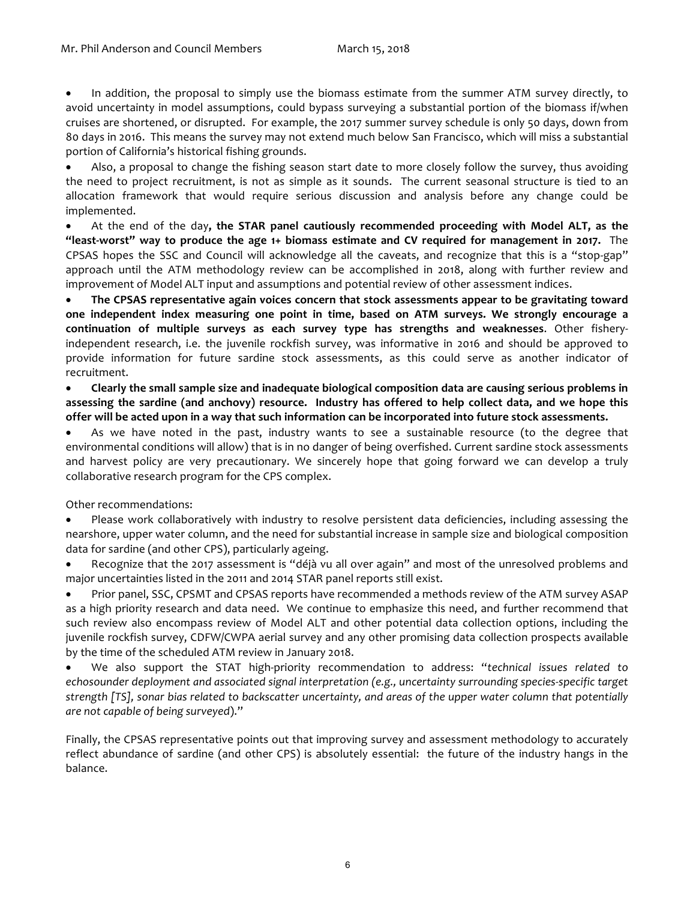- In addition, the proposal to simply use the biomass estimate from the summer ATM survey directly, to avoid uncertainty in model assumptions, could bypass surveying a substantial portion of the biomass if/when cruises are shortened, or disrupted. For example, the 2017 summer survey schedule is only 50 days, down from 80 days in 2016. This means the survey may not extend much below San Francisco, which will miss a substantial portion of California's historical fishing grounds.
- Also, a proposal to change the fishing season start date to more closely follow the survey, thus avoiding the need to project recruitment, is not as simple as it sounds. The current seasonal structure is tied to an allocation framework that would require serious discussion and analysis before any change could be implemented.
- At the end of the day**, the STAR panel cautiously recommended proceeding with Model ALT, as the "least-worst" way to produce the age 1+ biomass estimate and CV required for management in 2017.** The CPSAS hopes the SSC and Council will acknowledge all the caveats, and recognize that this is a "stop-gap" approach until the ATM methodology review can be accomplished in 2018, along with further review and improvement of Model ALT input and assumptions and potential review of other assessment indices.
- **The CPSAS representative again voices concern that stock assessments appear to be gravitating toward one independent index measuring one point in time, based on ATM surveys. We strongly encourage a continuation of multiple surveys as each survey type has strengths and weaknesses**. Other fishery-independent research, i.e. the juvenile rockfish survey, was informative in 2016 and should be approved to provide information for future sardine stock assessments, as this could serve as another indicator of recruitment.
- **Clearly the small sample size and inadequate biological composition data are causing serious problems in assessing the sardine (and anchovy) resource. Industry has offered to help collect data, and we hope this offer will be acted upon in a way that such information can be incorporated into future stock assessments.**
- As we have noted in the past, industry wants to see a sustainable resource (to the degree that environmental conditions will allow) that is in no danger of being overfished. Current sardine stock assessments and harvest policy are very precautionary. We sincerely hope that going forward we can develop a truly collaborative research program for the CPS complex.

Other recommendations:

- Please work collaboratively with industry to resolve persistent data deficiencies, including assessing the nearshore, upper water column, and the need for substantial increase in sample size and biological composition data for sardine (and other CPS), particularly ageing.
- Recognize that the 2017 assessment is "déjà vu all over again" and most of the unresolved problems and major uncertainties listed in the 2011 and 2014 STAR panel reports still exist.
- Prior panel, SSC, CPSMT and CPSAS reports have recommended a methods review of the ATM survey ASAP as a high priority research and data need. We continue to emphasize this need, and further recommend that such review also encompass review of Model ALT and other potential data collection options, including the juvenile rockfish survey, CDFW/CWPA aerial survey and any other promising data collection prospects available by the time of the scheduled ATM review in January 2018.
- We also support the STAT high-priority recommendation to address: "*technical issues related to echosounder deployment and associated signal interpretation (e.g., uncertainty surrounding species-specific target strength [TS], sonar bias related to backscatter uncertainty, and areas of the upper water column that potentially are not capable of being surveyed*)."

Finally, the CPSAS representative points out that improving survey and assessment methodology to accurately reflect abundance of sardine (and other CPS) is absolutely essential: the future of the industry hangs in the balance.